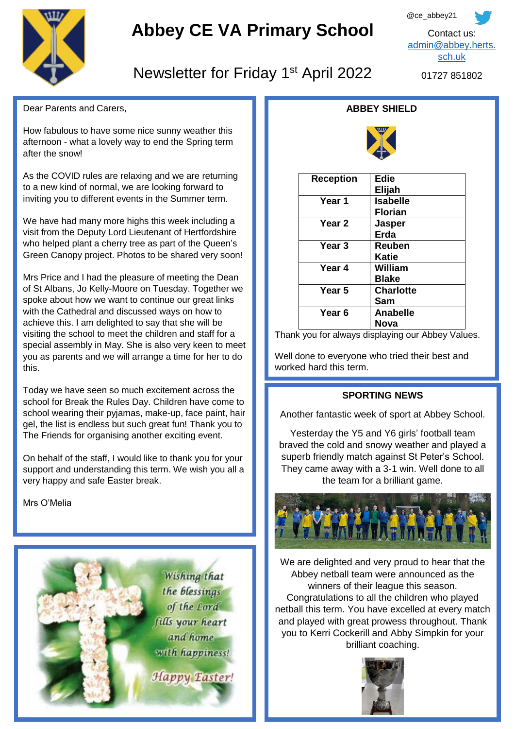# Abbey CE VA Primary School

## Newsletter for Friday 1st April 2022

@ce_abbey21

Contact us: admin@abbey.herts.sch.uk

01727 851802

Dear Parents and Carers,

How fabulous to have some nice sunny weather this afternoon - what a lovely way to end the Spring term after the snow!

As the COVID rules are relaxing and we are returning to a new kind of normal, we are looking forward to inviting you to different events in the Summer term.

We have had many more highs this week including a visit from the Deputy Lord Lieutenant of Hertfordshire who helped plant a cherry tree as part of the Queen's Green Canopy project. Photos to be shared very soon!

Mrs Price and I had the pleasure of meeting the Dean of St Albans, Jo Kelly-Moore on Tuesday. Together we spoke about how we want to continue our great links with the Cathedral and discussed ways on how to achieve this. I am delighted to say that she will be visiting the school to meet the children and staff for a special assembly in May. She is also very keen to meet you as parents and we will arrange a time for her to do this.

Today we have seen so much excitement across the school for Break the Rules Day. Children have come to school wearing their pyjamas, make-up, face paint, hair gel, the list is endless but such great fun! Thank you to The Friends for organising another exciting event.

On behalf of the staff, I would like to thank you for your support and understanding this term. We wish you all a very happy and safe Easter break.

Mrs O'Melia

*Wishing that the blessings of the Lord fills your heart and home with happiness!*

*Happy Easter!*

### ABBEY SHIELD

| Reception | Edie<br>Elijah |
|---|---|
| Year 1 | Isabelle<br>Florian |
| Year 2 | Jasper<br>Erda |
| Year 3 | Reuben<br>Katie |
| Year 4 | William<br>Blake |
| Year 5 | Charlotte<br>Sam |
| Year 6 | Anabelle<br>Nova |

Thank you for always displaying our Abbey Values.

Well done to everyone who tried their best and worked hard this term.

### SPORTING NEWS

Another fantastic week of sport at Abbey School.

Yesterday the Y5 and Y6 girls' football team braved the cold and snowy weather and played a superb friendly match against St Peter's School. They came away with a 3-1 win. Well done to all the team for a brilliant game.

We are delighted and very proud to hear that the Abbey netball team were announced as the winners of their league this season. Congratulations to all the children who played netball this term. You have excelled at every match and played with great prowess throughout. Thank you to Kerri Cockerill and Abby Simpkin for your brilliant coaching.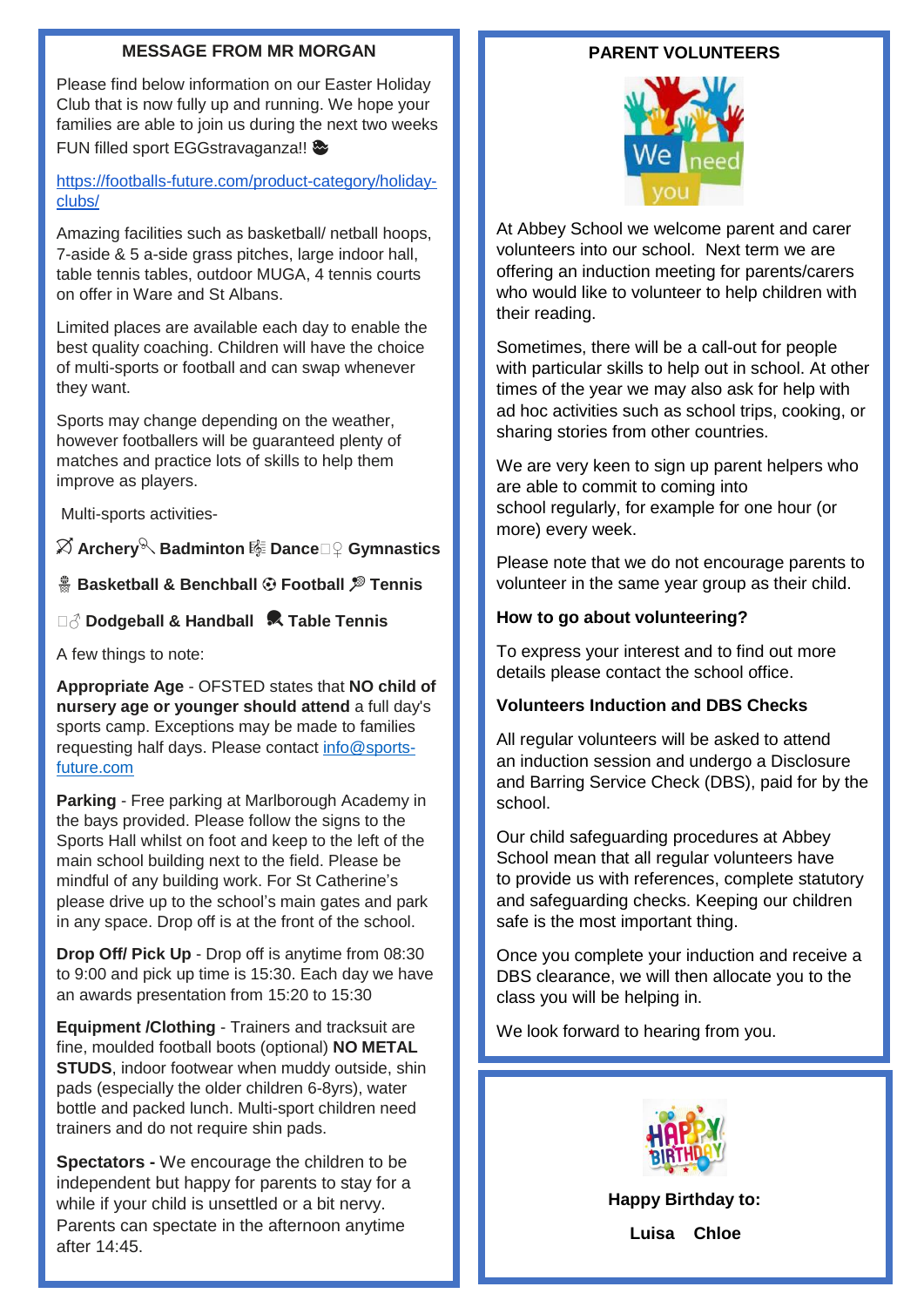## MESSAGE FROM MR MORGAN

Please find below information on our Easter Holiday Club that is now fully up and running. We hope your families are able to join us during the next two weeks FUN filled sport EGGstravaganza!!

https://footballs-future.com/product-category/holiday-clubs/

Amazing facilities such as basketball/ netball hoops, 7-aside & 5 a-side grass pitches, large indoor hall, table tennis tables, outdoor MUGA, 4 tennis courts on offer in Ware and St Albans.

Limited places are available each day to enable the best quality coaching. Children will have the choice of multi-sports or football and can swap whenever they want.

Sports may change depending on the weather, however footballers will be guaranteed plenty of matches and practice lots of skills to help them improve as players.

Multi-sports activities-

**Archery** **Badminton** **Dance** **Gymnastics**

**Basketball & Benchball** **Football** **Tennis**

**Dodgeball & Handball** **Table Tennis**

A few things to note:

**Appropriate Age** - OFSTED states that **NO child of nursery age or younger should attend** a full day's sports camp. Exceptions may be made to families requesting half days. Please contact info@sports-future.com

**Parking** - Free parking at Marlborough Academy in the bays provided. Please follow the signs to the Sports Hall whilst on foot and keep to the left of the main school building next to the field. Please be mindful of any building work. For St Catherine's please drive up to the school's main gates and park in any space. Drop off is at the front of the school.

**Drop Off/ Pick Up** - Drop off is anytime from 08:30 to 9:00 and pick up time is 15:30. Each day we have an awards presentation from 15:20 to 15:30

**Equipment /Clothing** - Trainers and tracksuit are fine, moulded football boots (optional) **NO METAL STUDS**, indoor footwear when muddy outside, shin pads (especially the older children 6-8yrs), water bottle and packed lunch. Multi-sport children need trainers and do not require shin pads.

**Spectators -** We encourage the children to be independent but happy for parents to stay for a while if your child is unsettled or a bit nervy. Parents can spectate in the afternoon anytime after 14:45.

## PARENT VOLUNTEERS

At Abbey School we welcome parent and carer volunteers into our school. Next term we are offering an induction meeting for parents/carers who would like to volunteer to help children with their reading.

Sometimes, there will be a call-out for people with particular skills to help out in school. At other times of the year we may also ask for help with ad hoc activities such as school trips, cooking, or sharing stories from other countries.

We are very keen to sign up parent helpers who are able to commit to coming into school regularly, for example for one hour (or more) every week.

Please note that we do not encourage parents to volunteer in the same year group as their child.

**How to go about volunteering?**

To express your interest and to find out more details please contact the school office.

**Volunteers Induction and DBS Checks**

All regular volunteers will be asked to attend an induction session and undergo a Disclosure and Barring Service Check (DBS), paid for by the school.

Our child safeguarding procedures at Abbey School mean that all regular volunteers have to provide us with references, complete statutory and safeguarding checks. Keeping our children safe is the most important thing.

Once you complete your induction and receive a DBS clearance, we will then allocate you to the class you will be helping in.

We look forward to hearing from you.

**Happy Birthday to:**

**Luisa Chloe**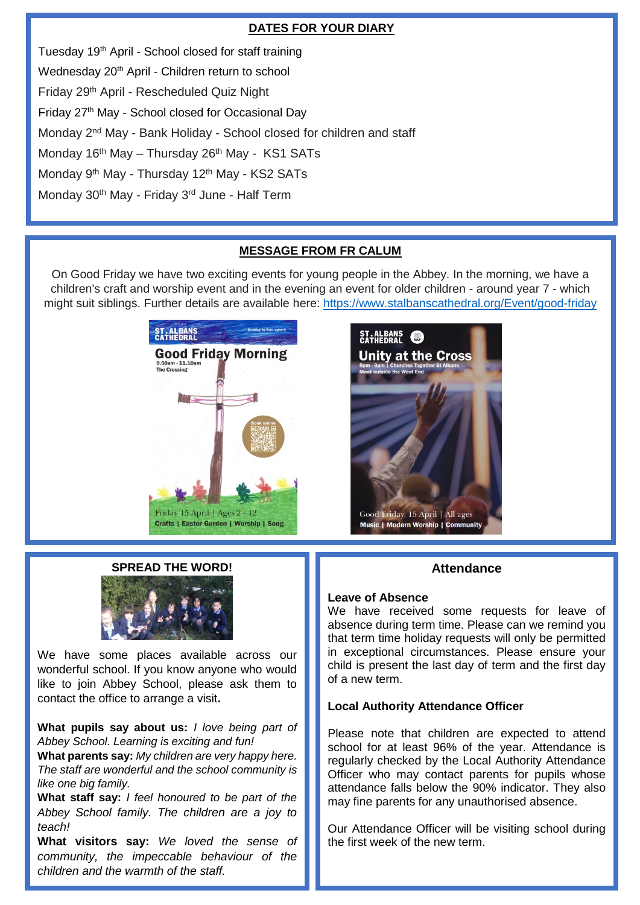## DATES FOR YOUR DIARY

Tuesday 19th April - School closed for staff training

Wednesday 20th April - Children return to school

Friday 29th April - Rescheduled Quiz Night

Friday 27th May - School closed for Occasional Day

Monday 2nd May - Bank Holiday - School closed for children and staff

Monday 16th May – Thursday 26th May - KS1 SATs

Monday 9th May - Thursday 12th May - KS2 SATs

Monday 30th May - Friday 3rd June - Half Term

## MESSAGE FROM FR CALUM

On Good Friday we have two exciting events for young people in the Abbey. In the morning, we have a children's craft and worship event and in the evening an event for older children - around year 7 - which might suit siblings. Further details are available here: https://www.stalbanscathedral.org/Event/good-friday

ST. ALBANS CATHEDRAL

Good Friday Morning

9.50am - 11.10am

The Crossing

Friday 15 April | Ages 2 - 12

Crafts | Easter Garden | Worship | Song

ST. ALBANS CATHEDRAL

Unity at the Cross

8pm - 9pm | Churches Together St Albans

Meet outside the West End

Good Friday, 15 April | All ages

Music | Modern Worship | Community

## SPREAD THE WORD!

We have some places available across our wonderful school. If you know anyone who would like to join Abbey School, please ask them to contact the office to arrange a visit.

**What pupils say about us:** *I love being part of Abbey School. Learning is exciting and fun!*
**What parents say:** *My children are very happy here. The staff are wonderful and the school community is like one big family.*
**What staff say:** *I feel honoured to be part of the Abbey School family. The children are a joy to teach!*
**What visitors say:** *We loved the sense of community, the impeccable behaviour of the children and the warmth of the staff.*

## Attendance

**Leave of Absence**
We have received some requests for leave of absence during term time. Please can we remind you that term time holiday requests will only be permitted in exceptional circumstances. Please ensure your child is present the last day of term and the first day of a new term.

**Local Authority Attendance Officer**

Please note that children are expected to attend school for at least 96% of the year. Attendance is regularly checked by the Local Authority Attendance Officer who may contact parents for pupils whose attendance falls below the 90% indicator. They also may fine parents for any unauthorised absence.

Our Attendance Officer will be visiting school during the first week of the new term.